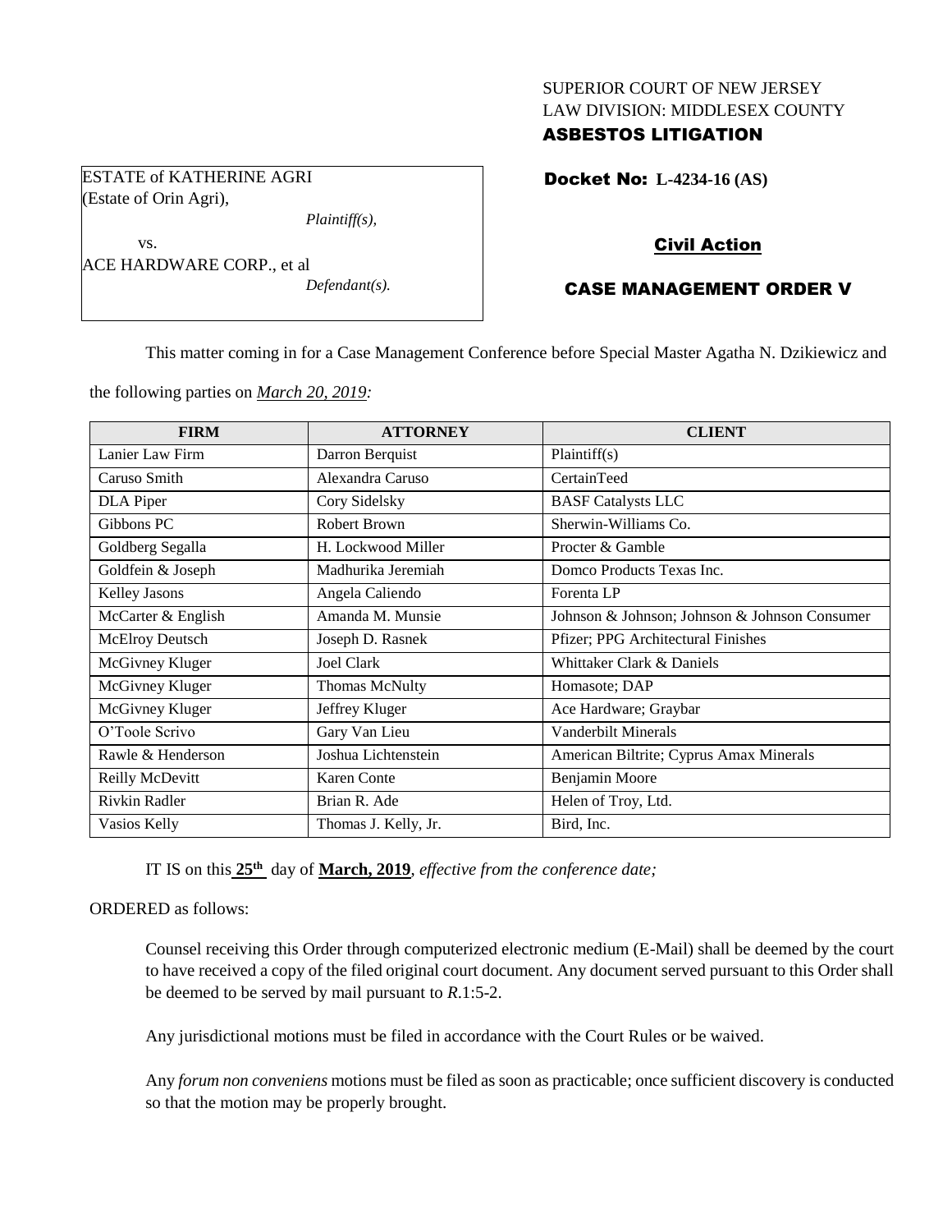SUPERIOR COURT OF NEW JERSEY
LAW DIVISION: MIDDLESEX COUNTY
**ASBESTOS LITIGATION**

ESTATE of KATHERINE AGRI
(Estate of Orin Agri),
*Plaintiff(s),*

vs.

ACE HARDWARE CORP., et al
*Defendant(s).*

**Docket No: L-4234-16 (AS)**

**Civil Action**

**CASE MANAGEMENT ORDER V**

This matter coming in for a Case Management Conference before Special Master Agatha N. Dzikiewicz and the following parties on *March 20, 2019:*

| FIRM | ATTORNEY | CLIENT |
|---|---|---|
| Lanier Law Firm | Darron Berquist | Plaintiff(s) |
| Caruso Smith | Alexandra Caruso | CertainTeed |
| DLA Piper | Cory Sidelsky | BASF Catalysts LLC |
| Gibbons PC | Robert Brown | Sherwin-Williams Co. |
| Goldberg Segalla | H. Lockwood Miller | Procter & Gamble |
| Goldfein & Joseph | Madhurika Jeremiah | Domco Products Texas Inc. |
| Kelley Jasons | Angela Caliendo | Forenta LP |
| McCarter & English | Amanda M. Munsie | Johnson & Johnson; Johnson & Johnson Consumer |
| McElroy Deutsch | Joseph D. Rasnek | Pfizer; PPG Architectural Finishes |
| McGivney Kluger | Joel Clark | Whittaker Clark & Daniels |
| McGivney Kluger | Thomas McNulty | Homasote; DAP |
| McGivney Kluger | Jeffrey Kluger | Ace Hardware; Graybar |
| O'Toole Scrivo | Gary Van Lieu | Vanderbilt Minerals |
| Rawle & Henderson | Joshua Lichtenstein | American Biltrite; Cyprus Amax Minerals |
| Reilly McDevitt | Karen Conte | Benjamin Moore |
| Rivkin Radler | Brian R. Ade | Helen of Troy, Ltd. |
| Vasios Kelly | Thomas J. Kelly, Jr. | Bird, Inc. |

IT IS on this **25th** day of **March, 2019**, *effective from the conference date;*

ORDERED as follows:

Counsel receiving this Order through computerized electronic medium (E-Mail) shall be deemed by the court to have received a copy of the filed original court document. Any document served pursuant to this Order shall be deemed to be served by mail pursuant to *R*.1:5-2.

Any jurisdictional motions must be filed in accordance with the Court Rules or be waived.

Any *forum non conveniens* motions must be filed as soon as practicable; once sufficient discovery is conducted so that the motion may be properly brought.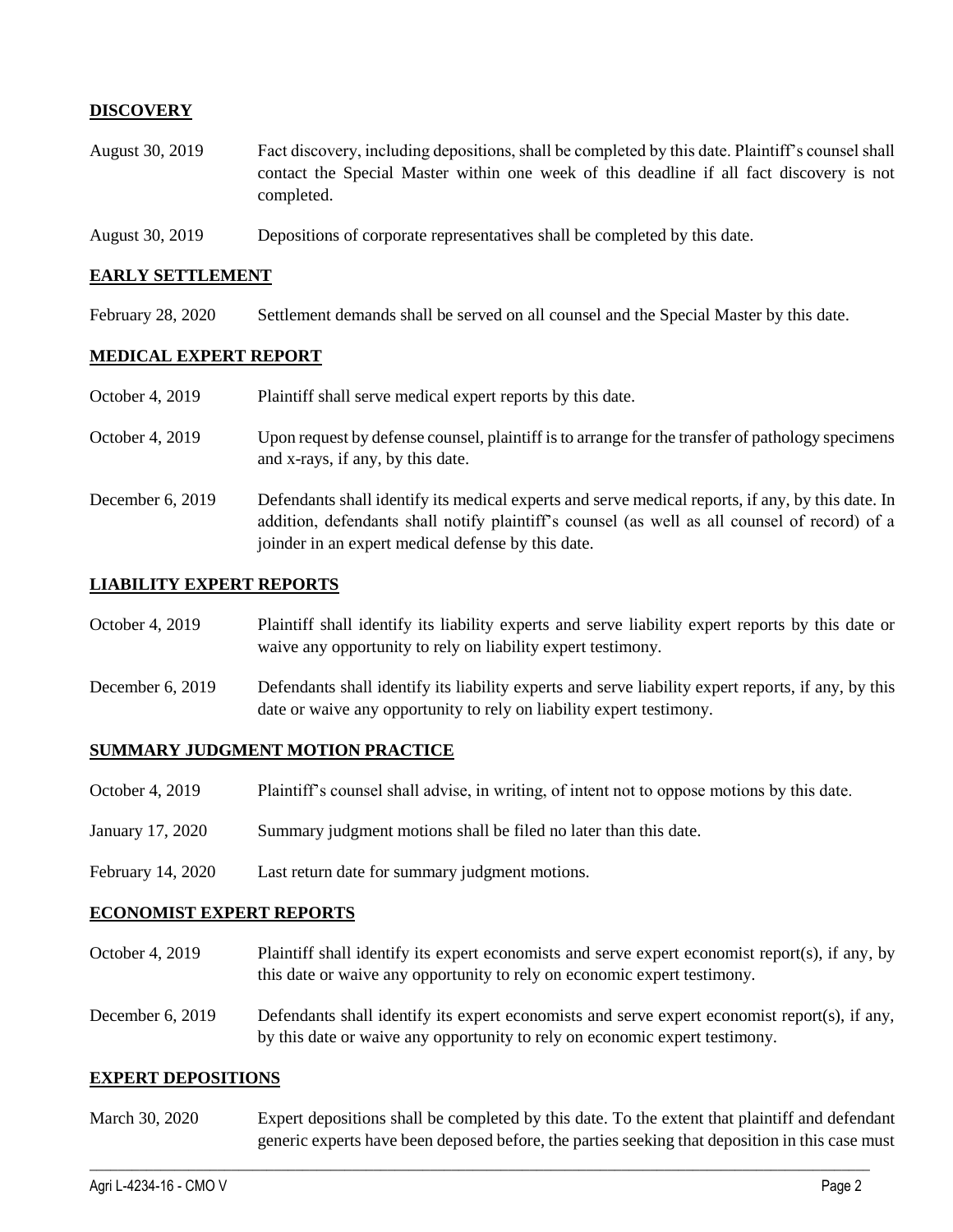## DISCOVERY

| | |
|---|---|
| August 30, 2019 | Fact discovery, including depositions, shall be completed by this date. Plaintiff's counsel shall contact the Special Master within one week of this deadline if all fact discovery is not completed. |
| August 30, 2019 | Depositions of corporate representatives shall be completed by this date. |

## EARLY SETTLEMENT

| | |
|---|---|
| February 28, 2020 | Settlement demands shall be served on all counsel and the Special Master by this date. |

## MEDICAL EXPERT REPORT

| | |
|---|---|
| October 4, 2019 | Plaintiff shall serve medical expert reports by this date. |
| October 4, 2019 | Upon request by defense counsel, plaintiff is to arrange for the transfer of pathology specimens and x-rays, if any, by this date. |
| December 6, 2019 | Defendants shall identify its medical experts and serve medical reports, if any, by this date. In addition, defendants shall notify plaintiff's counsel (as well as all counsel of record) of a joinder in an expert medical defense by this date. |

## LIABILITY EXPERT REPORTS

| | |
|---|---|
| October 4, 2019 | Plaintiff shall identify its liability experts and serve liability expert reports by this date or waive any opportunity to rely on liability expert testimony. |
| December 6, 2019 | Defendants shall identify its liability experts and serve liability expert reports, if any, by this date or waive any opportunity to rely on liability expert testimony. |

## SUMMARY JUDGMENT MOTION PRACTICE

| | |
|---|---|
| October 4, 2019 | Plaintiff's counsel shall advise, in writing, of intent not to oppose motions by this date. |
| January 17, 2020 | Summary judgment motions shall be filed no later than this date. |
| February 14, 2020 | Last return date for summary judgment motions. |

## ECONOMIST EXPERT REPORTS

| | |
|---|---|
| October 4, 2019 | Plaintiff shall identify its expert economists and serve expert economist report(s), if any, by this date or waive any opportunity to rely on economic expert testimony. |
| December 6, 2019 | Defendants shall identify its expert economists and serve expert economist report(s), if any, by this date or waive any opportunity to rely on economic expert testimony. |

## EXPERT DEPOSITIONS

| | |
|---|---|
| March 30, 2020 | Expert depositions shall be completed by this date. To the extent that plaintiff and defendant generic experts have been deposed before, the parties seeking that deposition in this case must |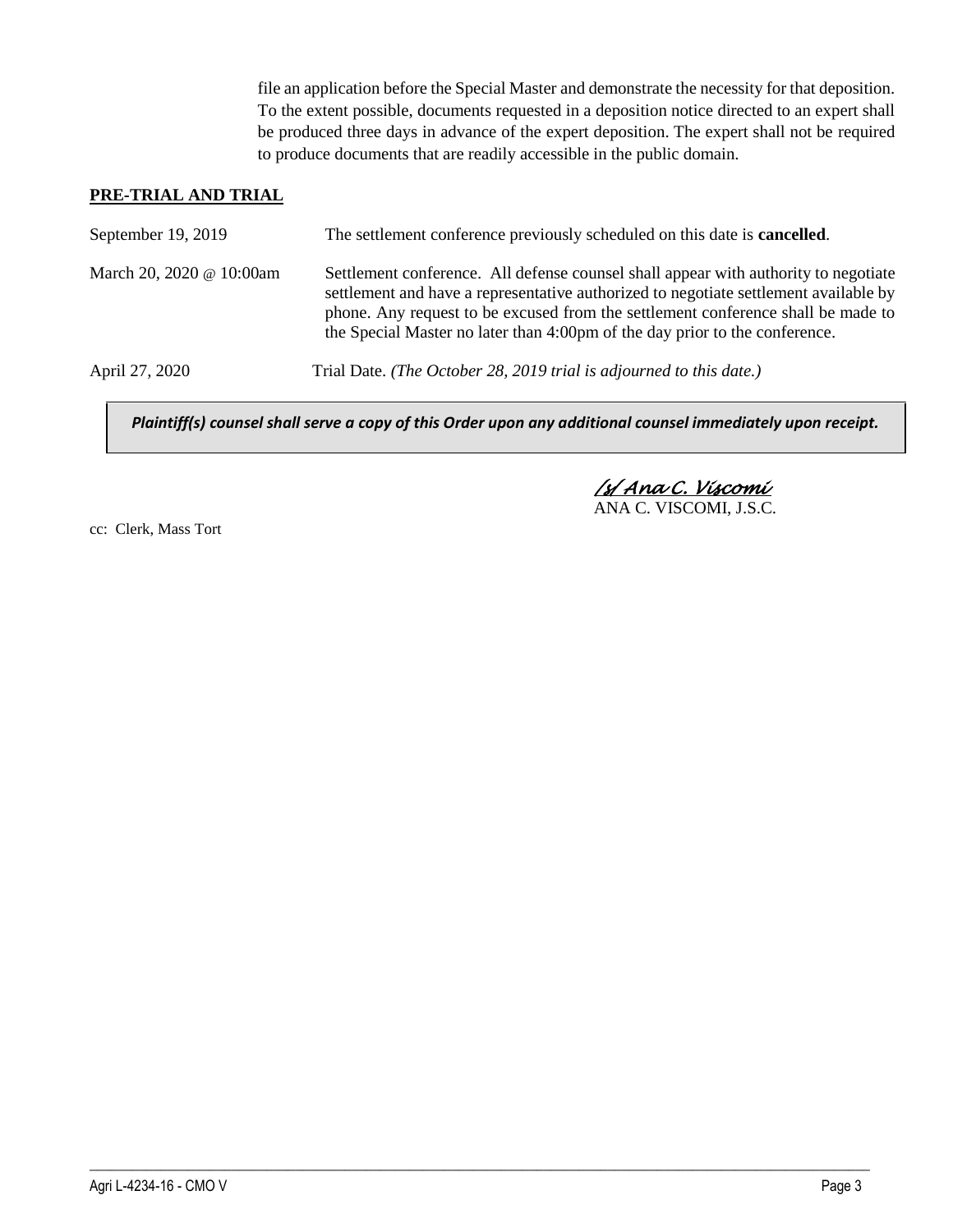file an application before the Special Master and demonstrate the necessity for that deposition. To the extent possible, documents requested in a deposition notice directed to an expert shall be produced three days in advance of the expert deposition. The expert shall not be required to produce documents that are readily accessible in the public domain.

**PRE-TRIAL AND TRIAL**

| | |
|---|---|
| September 19, 2019 | The settlement conference previously scheduled on this date is **cancelled**. |
| March 20, 2020 @ 10:00am | Settlement conference. All defense counsel shall appear with authority to negotiate settlement and have a representative authorized to negotiate settlement available by phone. Any request to be excused from the settlement conference shall be made to the Special Master no later than 4:00pm of the day prior to the conference. |
| April 27, 2020 | Trial Date. *(The October 28, 2019 trial is adjourned to this date.)* |

***Plaintiff(s) counsel shall serve a copy of this Order upon any additional counsel immediately upon receipt.***

*/s/ Ana C. Viscomi*
ANA C. VISCOMI, J.S.C.

cc: Clerk, Mass Tort